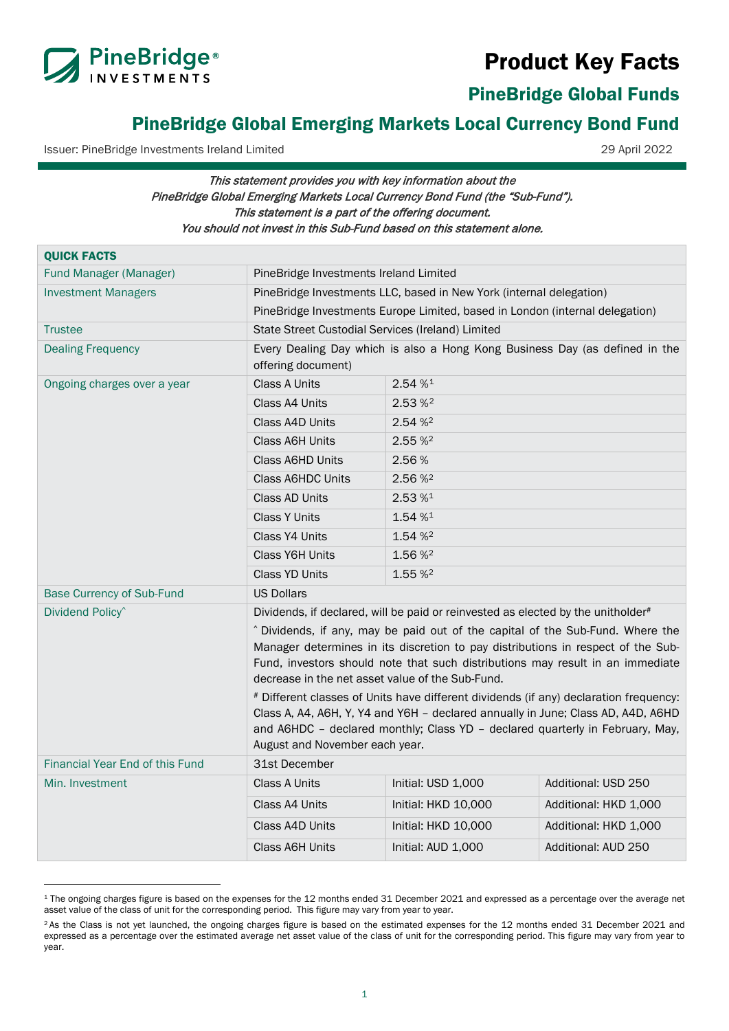# Product Key Facts

## PineBridge Global Funds

## PineBridge Global Emerging Markets Local Currency Bond Fund

Issuer: PineBridge Investments Ireland Limited

29 April 2022

*This statement provides you with key information about the PineBridge Global Emerging Markets Local Currency Bond Fund (the "Sub-Fund"). This statement is a part of the offering document. You should not invest in this Sub-Fund based on this statement alone.*

| **QUICK FACTS** | | | |
|---|---|---|---|
| Fund Manager (Manager) | PineBridge Investments Ireland Limited | | |
| Investment Managers | PineBridge Investments LLC, based in New York (internal delegation) | | |
| | PineBridge Investments Europe Limited, based in London (internal delegation) | | |
| Trustee | State Street Custodial Services (Ireland) Limited | | |
| Dealing Frequency | Every Dealing Day which is also a Hong Kong Business Day (as defined in the offering document) | | |
| Ongoing charges over a year | Class A Units | 2.54 %[1] | |
| | Class A4 Units | 2.53 %[2] | |
| | Class A4D Units | 2.54 %[2] | |
| | Class A6H Units | 2.55 %[2] | |
| | Class A6HD Units | 2.56 % | |
| | Class A6HDC Units | 2.56 %[2] | |
| | Class AD Units | 2.53 %[1] | |
| | Class Y Units | 1.54 %[1] | |
| | Class Y4 Units | 1.54 %[2] | |
| | Class Y6H Units | 1.56 %[2] | |
| | Class YD Units | 1.55 %[2] | |
| Base Currency of Sub-Fund | US Dollars | | |
| Dividend Policy^ | Dividends, if declared, will be paid or reinvested as elected by the unitholder# <br> ^ Dividends, if any, may be paid out of the capital of the Sub-Fund. Where the Manager determines in its discretion to pay distributions in respect of the Sub-Fund, investors should note that such distributions may result in an immediate decrease in the net asset value of the Sub-Fund. <br> # Different classes of Units have different dividends (if any) declaration frequency: Class A, A4, A6H, Y, Y4 and Y6H – declared annually in June; Class AD, A4D, A6HD and A6HDC – declared monthly; Class YD – declared quarterly in February, May, August and November each year. | | |
| Financial Year End of this Fund | 31st December | | |
| Min. Investment | Class A Units | Initial: USD 1,000 | Additional: USD 250 |
| | Class A4 Units | Initial: HKD 10,000 | Additional: HKD 1,000 |
| | Class A4D Units | Initial: HKD 10,000 | Additional: HKD 1,000 |
| | Class A6H Units | Initial: AUD 1,000 | Additional: AUD 250 |

[1] The ongoing charges figure is based on the expenses for the 12 months ended 31 December 2021 and expressed as a percentage over the average net asset value of the class of unit for the corresponding period. This figure may vary from year to year.

[2] As the Class is not yet launched, the ongoing charges figure is based on the estimated expenses for the 12 months ended 31 December 2021 and expressed as a percentage over the estimated average net asset value of the class of unit for the corresponding period. This figure may vary from year to year.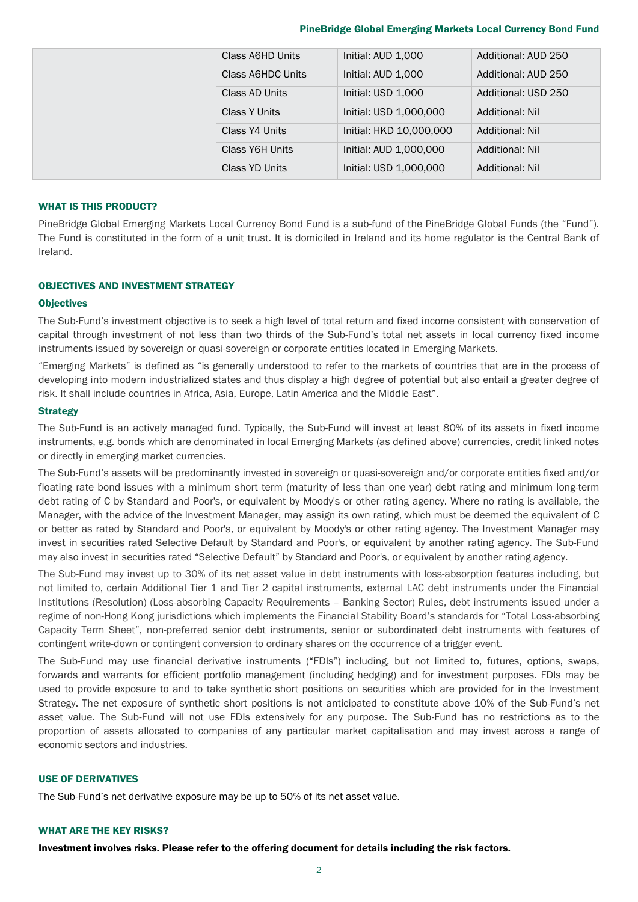| | Class A6HD Units | Initial: AUD 1,000 | Additional: AUD 250 |
|---|---|---|---|
| | Class A6HDC Units | Initial: AUD 1,000 | Additional: AUD 250 |
| | Class AD Units | Initial: USD 1,000 | Additional: USD 250 |
| | Class Y Units | Initial: USD 1,000,000 | Additional: Nil |
| | Class Y4 Units | Initial: HKD 10,000,000 | Additional: Nil |
| | Class Y6H Units | Initial: AUD 1,000,000 | Additional: Nil |
| | Class YD Units | Initial: USD 1,000,000 | Additional: Nil |

## WHAT IS THIS PRODUCT?

PineBridge Global Emerging Markets Local Currency Bond Fund is a sub-fund of the PineBridge Global Funds (the "Fund"). The Fund is constituted in the form of a unit trust. It is domiciled in Ireland and its home regulator is the Central Bank of Ireland.

## OBJECTIVES AND INVESTMENT STRATEGY

### Objectives

The Sub-Fund's investment objective is to seek a high level of total return and fixed income consistent with conservation of capital through investment of not less than two thirds of the Sub-Fund's total net assets in local currency fixed income instruments issued by sovereign or quasi-sovereign or corporate entities located in Emerging Markets.

"Emerging Markets" is defined as "is generally understood to refer to the markets of countries that are in the process of developing into modern industrialized states and thus display a high degree of potential but also entail a greater degree of risk. It shall include countries in Africa, Asia, Europe, Latin America and the Middle East".

### Strategy

The Sub-Fund is an actively managed fund. Typically, the Sub-Fund will invest at least 80% of its assets in fixed income instruments, e.g. bonds which are denominated in local Emerging Markets (as defined above) currencies, credit linked notes or directly in emerging market currencies.

The Sub-Fund's assets will be predominantly invested in sovereign or quasi-sovereign and/or corporate entities fixed and/or floating rate bond issues with a minimum short term (maturity of less than one year) debt rating and minimum long-term debt rating of C by Standard and Poor's, or equivalent by Moody's or other rating agency. Where no rating is available, the Manager, with the advice of the Investment Manager, may assign its own rating, which must be deemed the equivalent of C or better as rated by Standard and Poor's, or equivalent by Moody's or other rating agency. The Investment Manager may invest in securities rated Selective Default by Standard and Poor's, or equivalent by another rating agency. The Sub-Fund may also invest in securities rated "Selective Default" by Standard and Poor's, or equivalent by another rating agency.

The Sub-Fund may invest up to 30% of its net asset value in debt instruments with loss-absorption features including, but not limited to, certain Additional Tier 1 and Tier 2 capital instruments, external LAC debt instruments under the Financial Institutions (Resolution) (Loss-absorbing Capacity Requirements – Banking Sector) Rules, debt instruments issued under a regime of non-Hong Kong jurisdictions which implements the Financial Stability Board's standards for "Total Loss-absorbing Capacity Term Sheet", non-preferred senior debt instruments, senior or subordinated debt instruments with features of contingent write-down or contingent conversion to ordinary shares on the occurrence of a trigger event.

The Sub-Fund may use financial derivative instruments ("FDIs") including, but not limited to, futures, options, swaps, forwards and warrants for efficient portfolio management (including hedging) and for investment purposes. FDIs may be used to provide exposure to and to take synthetic short positions on securities which are provided for in the Investment Strategy. The net exposure of synthetic short positions is not anticipated to constitute above 10% of the Sub-Fund's net asset value. The Sub-Fund will not use FDIs extensively for any purpose. The Sub-Fund has no restrictions as to the proportion of assets allocated to companies of any particular market capitalisation and may invest across a range of economic sectors and industries.

## USE OF DERIVATIVES

The Sub-Fund's net derivative exposure may be up to 50% of its net asset value.

## WHAT ARE THE KEY RISKS?

**Investment involves risks. Please refer to the offering document for details including the risk factors.**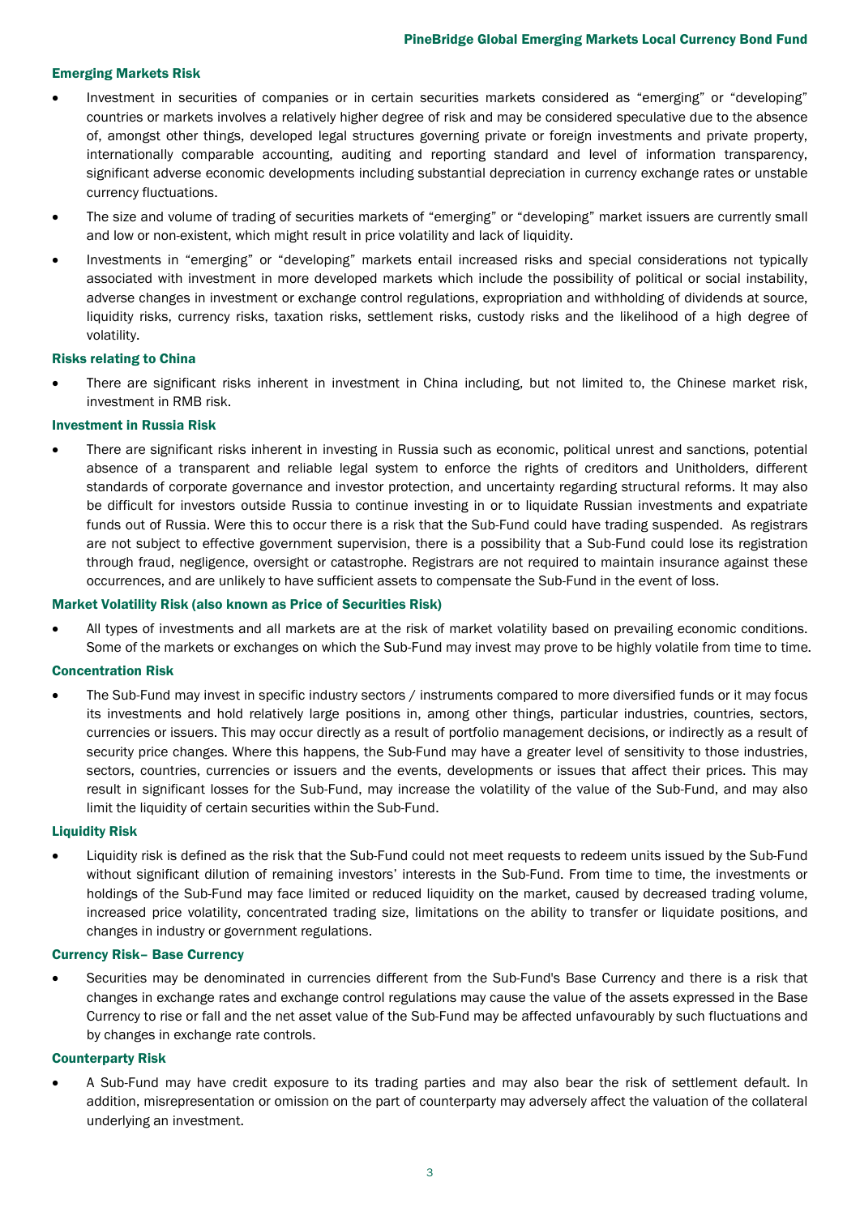### Emerging Markets Risk

- Investment in securities of companies or in certain securities markets considered as "emerging" or "developing" countries or markets involves a relatively higher degree of risk and may be considered speculative due to the absence of, amongst other things, developed legal structures governing private or foreign investments and private property, internationally comparable accounting, auditing and reporting standard and level of information transparency, significant adverse economic developments including substantial depreciation in currency exchange rates or unstable currency fluctuations.
- The size and volume of trading of securities markets of "emerging" or "developing" market issuers are currently small and low or non-existent, which might result in price volatility and lack of liquidity.
- Investments in "emerging" or "developing" markets entail increased risks and special considerations not typically associated with investment in more developed markets which include the possibility of political or social instability, adverse changes in investment or exchange control regulations, expropriation and withholding of dividends at source, liquidity risks, currency risks, taxation risks, settlement risks, custody risks and the likelihood of a high degree of volatility.

### Risks relating to China

- There are significant risks inherent in investment in China including, but not limited to, the Chinese market risk, investment in RMB risk.

### Investment in Russia Risk

- There are significant risks inherent in investing in Russia such as economic, political unrest and sanctions, potential absence of a transparent and reliable legal system to enforce the rights of creditors and Unitholders, different standards of corporate governance and investor protection, and uncertainty regarding structural reforms. It may also be difficult for investors outside Russia to continue investing in or to liquidate Russian investments and expatriate funds out of Russia. Were this to occur there is a risk that the Sub-Fund could have trading suspended. As registrars are not subject to effective government supervision, there is a possibility that a Sub-Fund could lose its registration through fraud, negligence, oversight or catastrophe. Registrars are not required to maintain insurance against these occurrences, and are unlikely to have sufficient assets to compensate the Sub-Fund in the event of loss.

### Market Volatility Risk (also known as Price of Securities Risk)

- All types of investments and all markets are at the risk of market volatility based on prevailing economic conditions. Some of the markets or exchanges on which the Sub-Fund may invest may prove to be highly volatile from time to time.

### Concentration Risk

- The Sub-Fund may invest in specific industry sectors / instruments compared to more diversified funds or it may focus its investments and hold relatively large positions in, among other things, particular industries, countries, sectors, currencies or issuers. This may occur directly as a result of portfolio management decisions, or indirectly as a result of security price changes. Where this happens, the Sub-Fund may have a greater level of sensitivity to those industries, sectors, countries, currencies or issuers and the events, developments or issues that affect their prices. This may result in significant losses for the Sub-Fund, may increase the volatility of the value of the Sub-Fund, and may also limit the liquidity of certain securities within the Sub-Fund.

### Liquidity Risk

- Liquidity risk is defined as the risk that the Sub-Fund could not meet requests to redeem units issued by the Sub-Fund without significant dilution of remaining investors' interests in the Sub-Fund. From time to time, the investments or holdings of the Sub-Fund may face limited or reduced liquidity on the market, caused by decreased trading volume, increased price volatility, concentrated trading size, limitations on the ability to transfer or liquidate positions, and changes in industry or government regulations.

### Currency Risk– Base Currency

- Securities may be denominated in currencies different from the Sub-Fund's Base Currency and there is a risk that changes in exchange rates and exchange control regulations may cause the value of the assets expressed in the Base Currency to rise or fall and the net asset value of the Sub-Fund may be affected unfavourably by such fluctuations and by changes in exchange rate controls.

### Counterparty Risk

- A Sub-Fund may have credit exposure to its trading parties and may also bear the risk of settlement default. In addition, misrepresentation or omission on the part of counterparty may adversely affect the valuation of the collateral underlying an investment.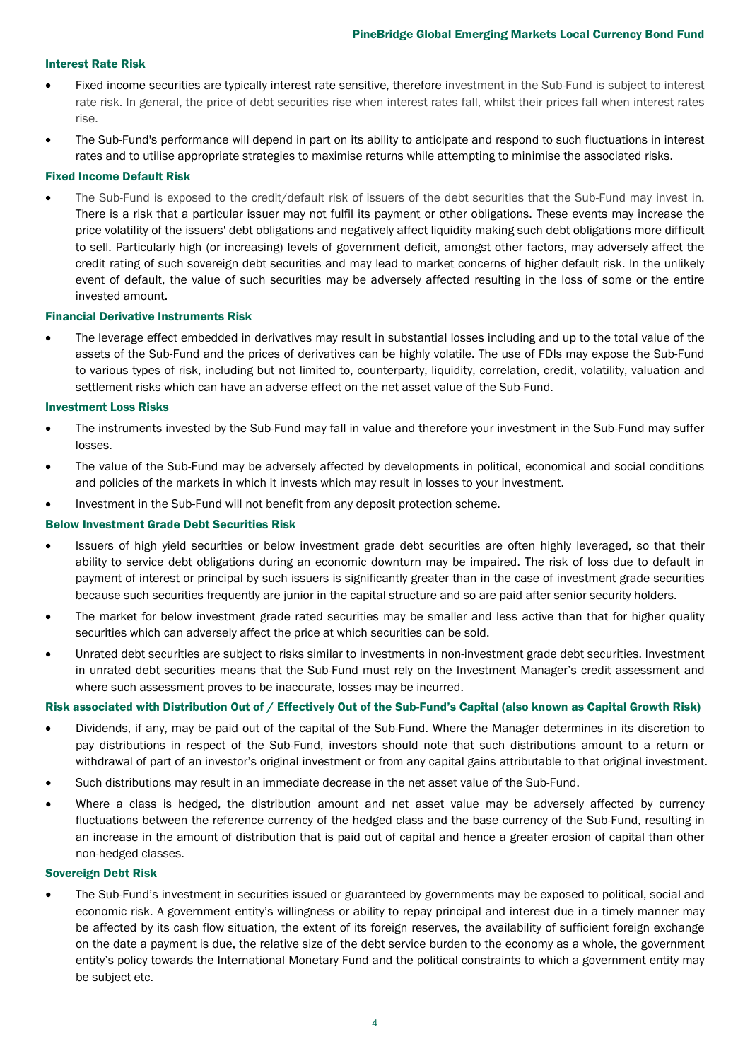### Interest Rate Risk

- Fixed income securities are typically interest rate sensitive, therefore investment in the Sub-Fund is subject to interest rate risk. In general, the price of debt securities rise when interest rates fall, whilst their prices fall when interest rates rise.
- The Sub-Fund's performance will depend in part on its ability to anticipate and respond to such fluctuations in interest rates and to utilise appropriate strategies to maximise returns while attempting to minimise the associated risks.

### Fixed Income Default Risk

- The Sub-Fund is exposed to the credit/default risk of issuers of the debt securities that the Sub-Fund may invest in. There is a risk that a particular issuer may not fulfil its payment or other obligations. These events may increase the price volatility of the issuers' debt obligations and negatively affect liquidity making such debt obligations more difficult to sell. Particularly high (or increasing) levels of government deficit, amongst other factors, may adversely affect the credit rating of such sovereign debt securities and may lead to market concerns of higher default risk. In the unlikely event of default, the value of such securities may be adversely affected resulting in the loss of some or the entire invested amount.

### Financial Derivative Instruments Risk

- The leverage effect embedded in derivatives may result in substantial losses including and up to the total value of the assets of the Sub-Fund and the prices of derivatives can be highly volatile. The use of FDIs may expose the Sub-Fund to various types of risk, including but not limited to, counterparty, liquidity, correlation, credit, volatility, valuation and settlement risks which can have an adverse effect on the net asset value of the Sub-Fund.

### Investment Loss Risks

- The instruments invested by the Sub-Fund may fall in value and therefore your investment in the Sub-Fund may suffer losses.
- The value of the Sub-Fund may be adversely affected by developments in political, economical and social conditions and policies of the markets in which it invests which may result in losses to your investment.
- Investment in the Sub-Fund will not benefit from any deposit protection scheme.

### Below Investment Grade Debt Securities Risk

- Issuers of high yield securities or below investment grade debt securities are often highly leveraged, so that their ability to service debt obligations during an economic downturn may be impaired. The risk of loss due to default in payment of interest or principal by such issuers is significantly greater than in the case of investment grade securities because such securities frequently are junior in the capital structure and so are paid after senior security holders.
- The market for below investment grade rated securities may be smaller and less active than that for higher quality securities which can adversely affect the price at which securities can be sold.
- Unrated debt securities are subject to risks similar to investments in non-investment grade debt securities. Investment in unrated debt securities means that the Sub-Fund must rely on the Investment Manager's credit assessment and where such assessment proves to be inaccurate, losses may be incurred.

### Risk associated with Distribution Out of / Effectively Out of the Sub-Fund's Capital (also known as Capital Growth Risk)

- Dividends, if any, may be paid out of the capital of the Sub-Fund. Where the Manager determines in its discretion to pay distributions in respect of the Sub-Fund, investors should note that such distributions amount to a return or withdrawal of part of an investor's original investment or from any capital gains attributable to that original investment.
- Such distributions may result in an immediate decrease in the net asset value of the Sub-Fund.
- Where a class is hedged, the distribution amount and net asset value may be adversely affected by currency fluctuations between the reference currency of the hedged class and the base currency of the Sub-Fund, resulting in an increase in the amount of distribution that is paid out of capital and hence a greater erosion of capital than other non-hedged classes.

### Sovereign Debt Risk

- The Sub-Fund's investment in securities issued or guaranteed by governments may be exposed to political, social and economic risk. A government entity's willingness or ability to repay principal and interest due in a timely manner may be affected by its cash flow situation, the extent of its foreign reserves, the availability of sufficient foreign exchange on the date a payment is due, the relative size of the debt service burden to the economy as a whole, the government entity's policy towards the International Monetary Fund and the political constraints to which a government entity may be subject etc.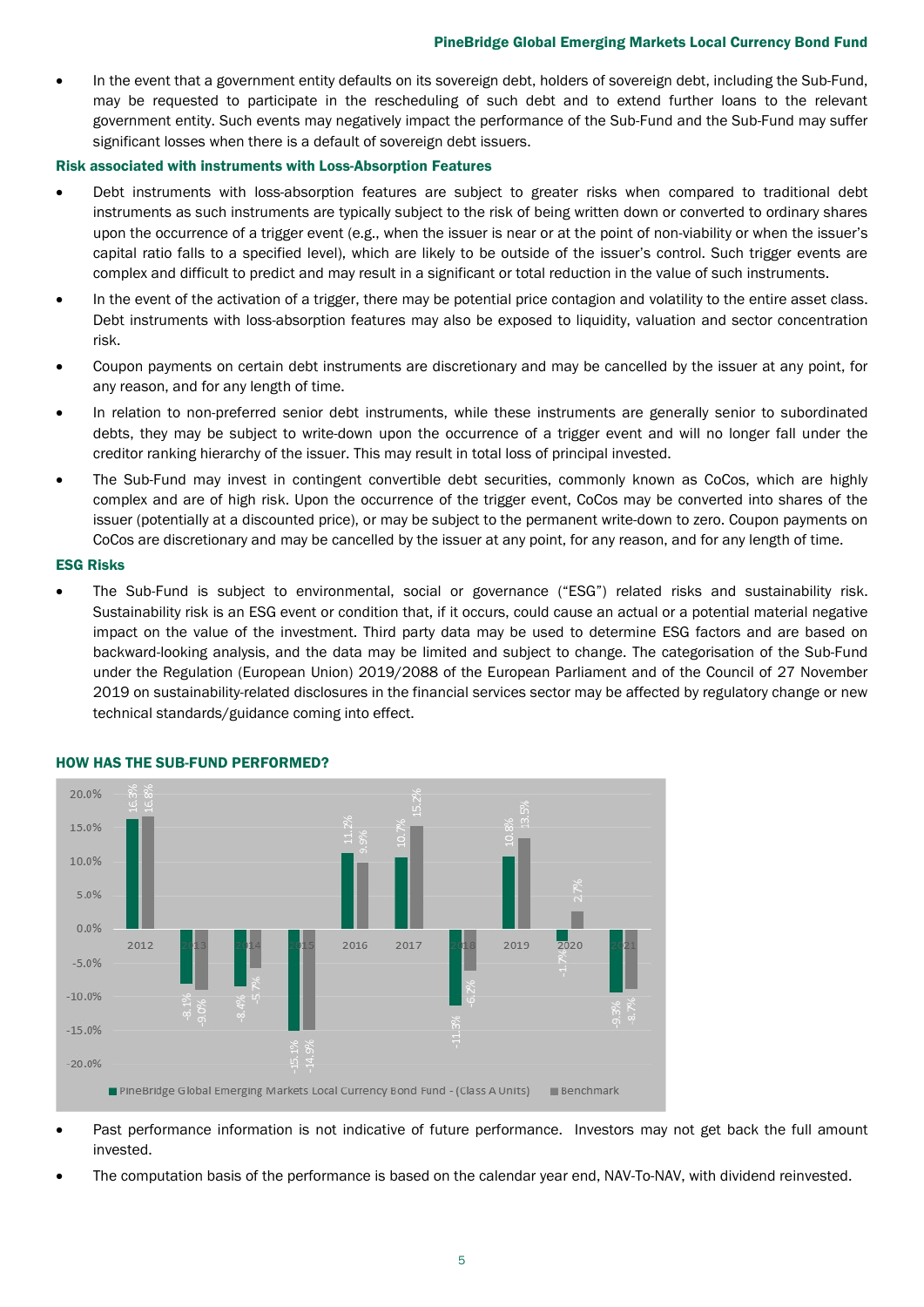- In the event that a government entity defaults on its sovereign debt, holders of sovereign debt, including the Sub-Fund, may be requested to participate in the rescheduling of such debt and to extend further loans to the relevant government entity. Such events may negatively impact the performance of the Sub-Fund and the Sub-Fund may suffer significant losses when there is a default of sovereign debt issuers.

### Risk associated with instruments with Loss-Absorption Features

- Debt instruments with loss-absorption features are subject to greater risks when compared to traditional debt instruments as such instruments are typically subject to the risk of being written down or converted to ordinary shares upon the occurrence of a trigger event (e.g., when the issuer is near or at the point of non-viability or when the issuer's capital ratio falls to a specified level), which are likely to be outside of the issuer's control. Such trigger events are complex and difficult to predict and may result in a significant or total reduction in the value of such instruments.
- In the event of the activation of a trigger, there may be potential price contagion and volatility to the entire asset class. Debt instruments with loss-absorption features may also be exposed to liquidity, valuation and sector concentration risk.
- Coupon payments on certain debt instruments are discretionary and may be cancelled by the issuer at any point, for any reason, and for any length of time.
- In relation to non-preferred senior debt instruments, while these instruments are generally senior to subordinated debts, they may be subject to write-down upon the occurrence of a trigger event and will no longer fall under the creditor ranking hierarchy of the issuer. This may result in total loss of principal invested.
- The Sub-Fund may invest in contingent convertible debt securities, commonly known as CoCos, which are highly complex and are of high risk. Upon the occurrence of the trigger event, CoCos may be converted into shares of the issuer (potentially at a discounted price), or may be subject to the permanent write-down to zero. Coupon payments on CoCos are discretionary and may be cancelled by the issuer at any point, for any reason, and for any length of time.

### ESG Risks

- The Sub-Fund is subject to environmental, social or governance ("ESG") related risks and sustainability risk. Sustainability risk is an ESG event or condition that, if it occurs, could cause an actual or a potential material negative impact on the value of the investment. Third party data may be used to determine ESG factors and are based on backward-looking analysis, and the data may be limited and subject to change. The categorisation of the Sub-Fund under the Regulation (European Union) 2019/2088 of the European Parliament and of the Council of 27 November 2019 on sustainability-related disclosures in the financial services sector may be affected by regulatory change or new technical standards/guidance coming into effect.

## HOW HAS THE SUB-FUND PERFORMED?

| Year | PineBridge Global Emerging Markets Local Currency Bond Fund - (Class A Units) | Benchmark |
|---|---|---|
| 2012 | 16.3% | 16.8% |
| 2013 | -8.1% | -9.0% |
| 2014 | -8.4% | -5.7% |
| 2015 | -15.1% | -14.9% |
| 2016 | 11.2% | 9.9% |
| 2017 | 10.7% | 15.2% |
| 2018 | -11.3% | -6.2% |
| 2019 | 10.8% | 13.5% |
| 2020 | -1.7% | 2.7% |
| 2021 | -9.3% | -8.7% |

- Past performance information is not indicative of future performance. Investors may not get back the full amount invested.
- The computation basis of the performance is based on the calendar year end, NAV-To-NAV, with dividend reinvested.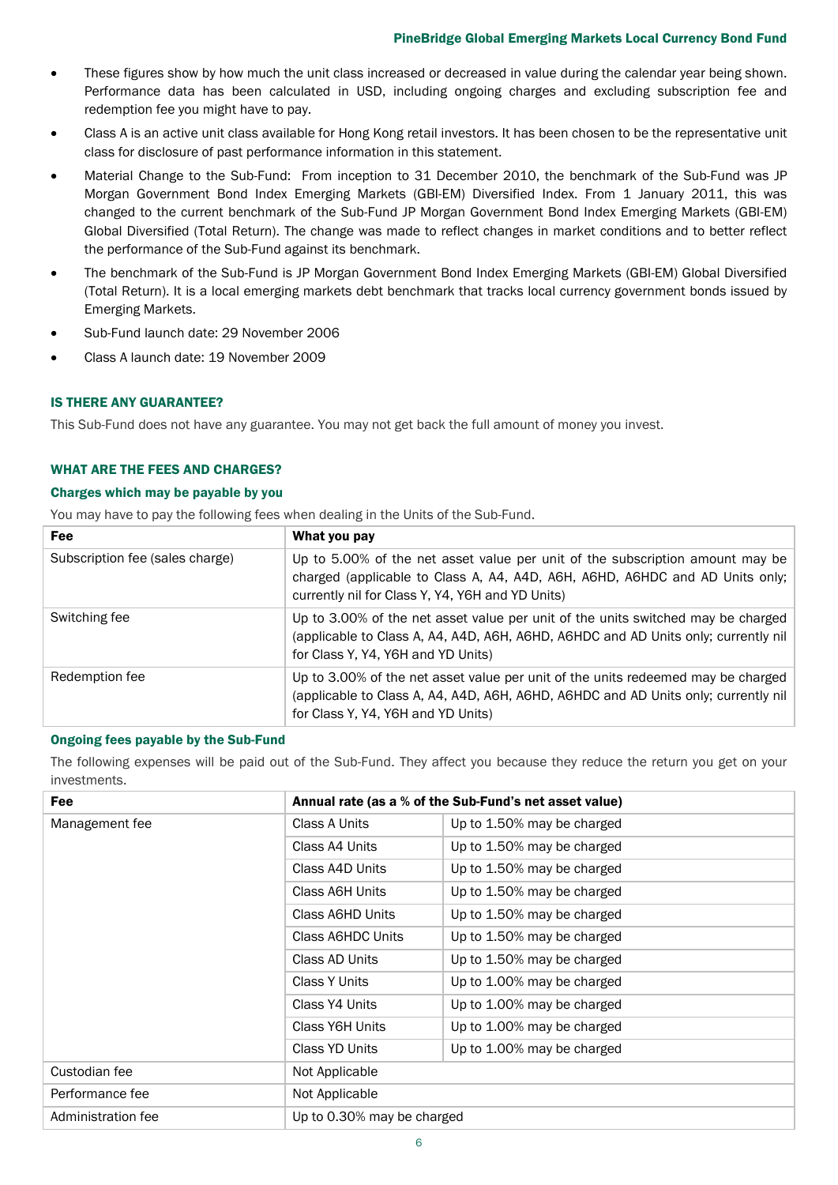- These figures show by how much the unit class increased or decreased in value during the calendar year being shown. Performance data has been calculated in USD, including ongoing charges and excluding subscription fee and redemption fee you might have to pay.
- Class A is an active unit class available for Hong Kong retail investors. It has been chosen to be the representative unit class for disclosure of past performance information in this statement.
- Material Change to the Sub-Fund: From inception to 31 December 2010, the benchmark of the Sub-Fund was JP Morgan Government Bond Index Emerging Markets (GBI-EM) Diversified Index. From 1 January 2011, this was changed to the current benchmark of the Sub-Fund JP Morgan Government Bond Index Emerging Markets (GBI-EM) Global Diversified (Total Return). The change was made to reflect changes in market conditions and to better reflect the performance of the Sub-Fund against its benchmark.
- The benchmark of the Sub-Fund is JP Morgan Government Bond Index Emerging Markets (GBI-EM) Global Diversified (Total Return). It is a local emerging markets debt benchmark that tracks local currency government bonds issued by Emerging Markets.
- Sub-Fund launch date: 29 November 2006
- Class A launch date: 19 November 2009

## IS THERE ANY GUARANTEE?

This Sub-Fund does not have any guarantee. You may not get back the full amount of money you invest.

## WHAT ARE THE FEES AND CHARGES?

### Charges which may be payable by you

You may have to pay the following fees when dealing in the Units of the Sub-Fund.

| Fee | What you pay |
|---|---|
| Subscription fee (sales charge) | Up to 5.00% of the net asset value per unit of the subscription amount may be charged (applicable to Class A, A4, A4D, A6H, A6HD, A6HDC and AD Units only; currently nil for Class Y, Y4, Y6H and YD Units) |
| Switching fee | Up to 3.00% of the net asset value per unit of the units switched may be charged (applicable to Class A, A4, A4D, A6H, A6HD, A6HDC and AD Units only; currently nil for Class Y, Y4, Y6H and YD Units) |
| Redemption fee | Up to 3.00% of the net asset value per unit of the units redeemed may be charged (applicable to Class A, A4, A4D, A6H, A6HD, A6HDC and AD Units only; currently nil for Class Y, Y4, Y6H and YD Units) |

### Ongoing fees payable by the Sub-Fund

The following expenses will be paid out of the Sub-Fund. They affect you because they reduce the return you get on your investments.

| Fee | Annual rate (as a % of the Sub-Fund's net asset value) | |
|---|---|---|
| Management fee | Class A Units | Up to 1.50% may be charged |
| | Class A4 Units | Up to 1.50% may be charged |
| | Class A4D Units | Up to 1.50% may be charged |
| | Class A6H Units | Up to 1.50% may be charged |
| | Class A6HD Units | Up to 1.50% may be charged |
| | Class A6HDC Units | Up to 1.50% may be charged |
| | Class AD Units | Up to 1.50% may be charged |
| | Class Y Units | Up to 1.00% may be charged |
| | Class Y4 Units | Up to 1.00% may be charged |
| | Class Y6H Units | Up to 1.00% may be charged |
| | Class YD Units | Up to 1.00% may be charged |
| Custodian fee | Not Applicable | |
| Performance fee | Not Applicable | |
| Administration fee | Up to 0.30% may be charged | |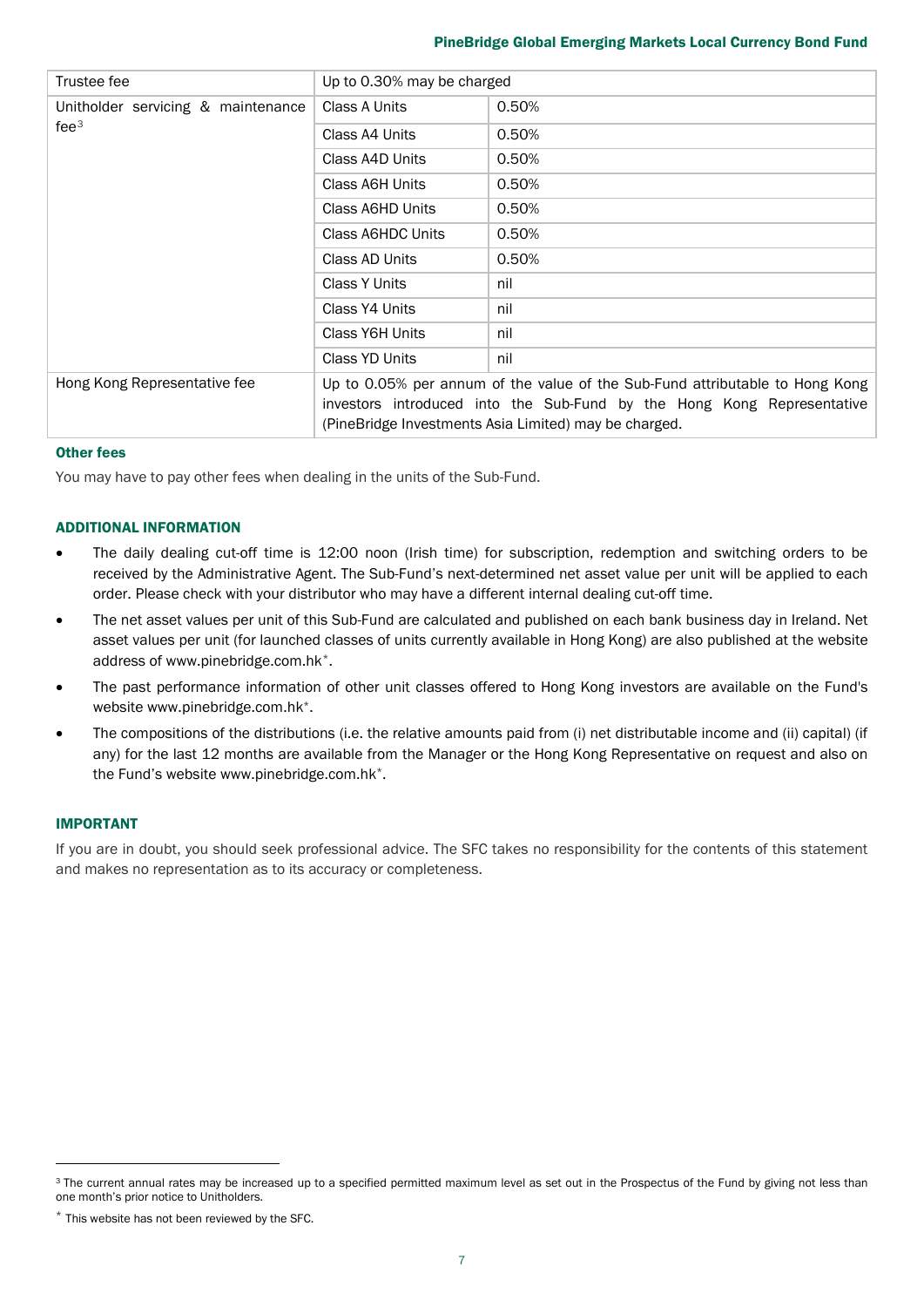| | | |
|---|---|---|
| Trustee fee | Up to 0.30% may be charged | |
| Unitholder servicing & maintenance fee[3] | Class A Units | 0.50% |
| | Class A4 Units | 0.50% |
| | Class A4D Units | 0.50% |
| | Class A6H Units | 0.50% |
| | Class A6HD Units | 0.50% |
| | Class A6HDC Units | 0.50% |
| | Class AD Units | 0.50% |
| | Class Y Units | nil |
| | Class Y4 Units | nil |
| | Class Y6H Units | nil |
| | Class YD Units | nil |
| Hong Kong Representative fee | Up to 0.05% per annum of the value of the Sub-Fund attributable to Hong Kong investors introduced into the Sub-Fund by the Hong Kong Representative (PineBridge Investments Asia Limited) may be charged. | |

**Other fees**

You may have to pay other fees when dealing in the units of the Sub-Fund.

## ADDITIONAL INFORMATION

- The daily dealing cut-off time is 12:00 noon (Irish time) for subscription, redemption and switching orders to be received by the Administrative Agent. The Sub-Fund's next-determined net asset value per unit will be applied to each order. Please check with your distributor who may have a different internal dealing cut-off time.
- The net asset values per unit of this Sub-Fund are calculated and published on each bank business day in Ireland. Net asset values per unit (for launched classes of units currently available in Hong Kong) are also published at the website address of www.pinebridge.com.hk*.
- The past performance information of other unit classes offered to Hong Kong investors are available on the Fund's website www.pinebridge.com.hk*.
- The compositions of the distributions (i.e. the relative amounts paid from (i) net distributable income and (ii) capital) (if any) for the last 12 months are available from the Manager or the Hong Kong Representative on request and also on the Fund's website www.pinebridge.com.hk*.

## IMPORTANT

If you are in doubt, you should seek professional advice. The SFC takes no responsibility for the contents of this statement and makes no representation as to its accuracy or completeness.

---

[3] The current annual rates may be increased up to a specified permitted maximum level as set out in the Prospectus of the Fund by giving not less than one month's prior notice to Unitholders.

* This website has not been reviewed by the SFC.